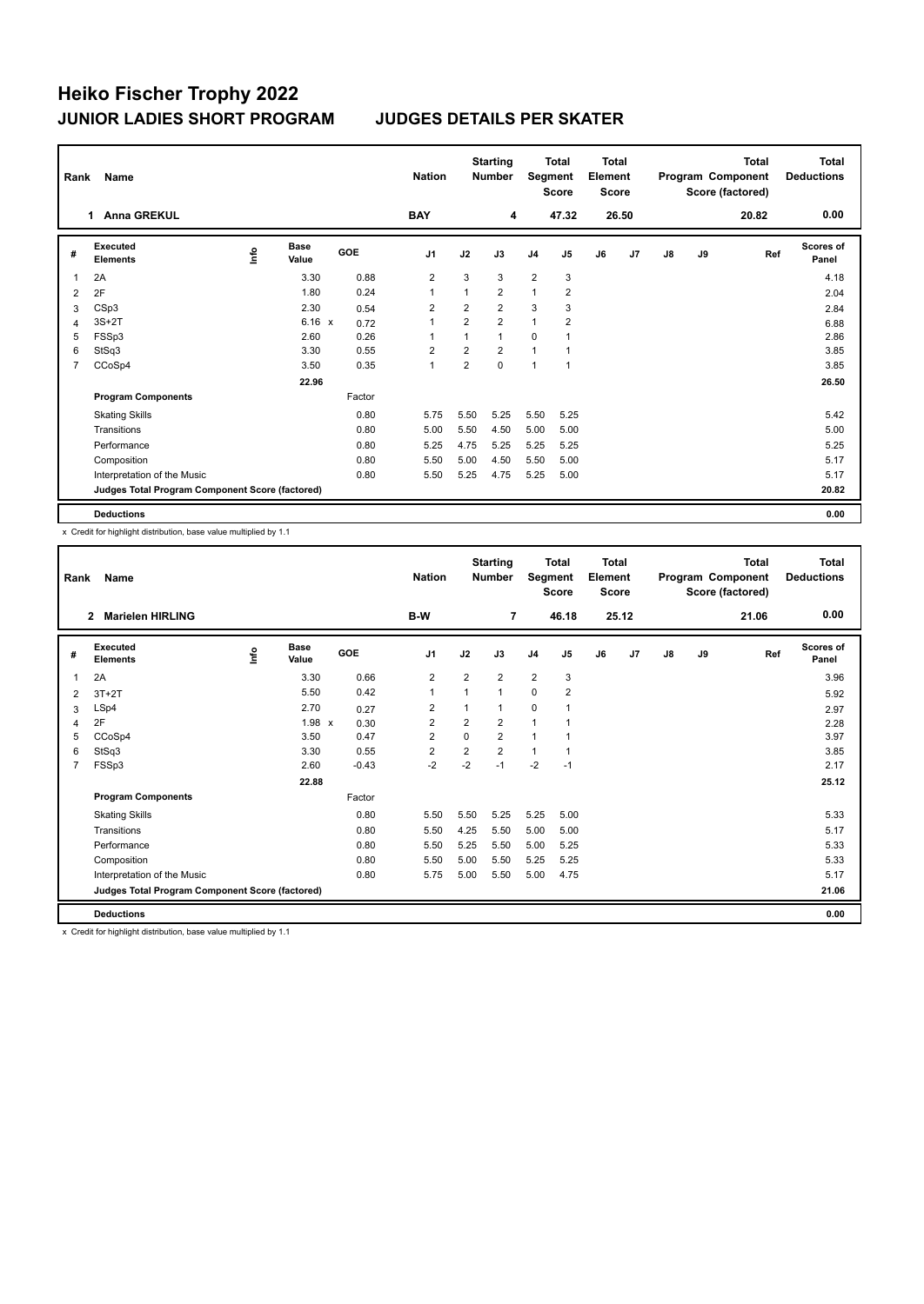# Heiko Fischer Trophy 2022

## JUNIOR LADIES SHORT PROGRAM　　JUDGES DETAILS PER SKATER

| Rank | Name | Nation | Starting Number | Total Segment Score | Total Element Score | Total Program Component Score (factored) | Total Deductions |
|---|---|---|---|---|---|---|---|
| 1 | Anna GREKUL | BAY | 4 | 47.32 | 26.50 | 20.82 | 0.00 |

| # | Executed Elements | Info | Base Value | GOE | J1 | J2 | J3 | J4 | J5 | J6 | J7 | J8 | J9 | Ref | Scores of Panel |
|---|---|---|---|---|---|---|---|---|---|---|---|---|---|---|---|
| 1 | 2A | | 3.30 | 0.88 | 2 | 3 | 3 | 2 | 3 | | | | | | 4.18 |
| 2 | 2F | | 1.80 | 0.24 | 1 | 1 | 2 | 1 | 2 | | | | | | 2.04 |
| 3 | CSp3 | | 2.30 | 0.54 | 2 | 2 | 2 | 3 | 3 | | | | | | 2.84 |
| 4 | 3S+2T | | 6.16 x | 0.72 | 1 | 2 | 2 | 1 | 2 | | | | | | 6.88 |
| 5 | FSSp3 | | 2.60 | 0.26 | 1 | 1 | 1 | 0 | 1 | | | | | | 2.86 |
| 6 | StSq3 | | 3.30 | 0.55 | 2 | 2 | 2 | 1 | 1 | | | | | | 3.85 |
| 7 | CCoSp4 | | 3.50 | 0.35 | 1 | 2 | 0 | 1 | 1 | | | | | | 3.85 |
| | | | 22.96 | | | | | | | | | | | | 26.50 |
| | **Program Components** | | | Factor | | | | | | | | | | | |
| | Skating Skills | | | 0.80 | 5.75 | 5.50 | 5.25 | 5.50 | 5.25 | | | | | | 5.42 |
| | Transitions | | | 0.80 | 5.00 | 5.50 | 4.50 | 5.00 | 5.00 | | | | | | 5.00 |
| | Performance | | | 0.80 | 5.25 | 4.75 | 5.25 | 5.25 | 5.25 | | | | | | 5.25 |
| | Composition | | | 0.80 | 5.50 | 5.00 | 4.50 | 5.50 | 5.00 | | | | | | 5.17 |
| | Interpretation of the Music | | | 0.80 | 5.50 | 5.25 | 4.75 | 5.25 | 5.00 | | | | | | 5.17 |
| | **Judges Total Program Component Score (factored)** | | | | | | | | | | | | | | 20.82 |
| | **Deductions** | | | | | | | | | | | | | | 0.00 |

x Credit for highlight distribution, base value multiplied by 1.1

| Rank | Name | Nation | Starting Number | Total Segment Score | Total Element Score | Total Program Component Score (factored) | Total Deductions |
|---|---|---|---|---|---|---|---|
| 2 | Marielen HIRLING | B-W | 7 | 46.18 | 25.12 | 21.06 | 0.00 |

| # | Executed Elements | Info | Base Value | GOE | J1 | J2 | J3 | J4 | J5 | J6 | J7 | J8 | J9 | Ref | Scores of Panel |
|---|---|---|---|---|---|---|---|---|---|---|---|---|---|---|---|
| 1 | 2A | | 3.30 | 0.66 | 2 | 2 | 2 | 2 | 3 | | | | | | 3.96 |
| 2 | 3T+2T | | 5.50 | 0.42 | 1 | 1 | 1 | 0 | 2 | | | | | | 5.92 |
| 3 | LSp4 | | 2.70 | 0.27 | 2 | 1 | 1 | 0 | 1 | | | | | | 2.97 |
| 4 | 2F | | 1.98 x | 0.30 | 2 | 2 | 2 | 1 | 1 | | | | | | 2.28 |
| 5 | CCoSp4 | | 3.50 | 0.47 | 2 | 0 | 2 | 1 | 1 | | | | | | 3.97 |
| 6 | StSq3 | | 3.30 | 0.55 | 2 | 2 | 2 | 1 | 1 | | | | | | 3.85 |
| 7 | FSSp3 | | 2.60 | -0.43 | -2 | -2 | -1 | -2 | -1 | | | | | | 2.17 |
| | | | 22.88 | | | | | | | | | | | | 25.12 |
| | **Program Components** | | | Factor | | | | | | | | | | | |
| | Skating Skills | | | 0.80 | 5.50 | 5.50 | 5.25 | 5.25 | 5.00 | | | | | | 5.33 |
| | Transitions | | | 0.80 | 5.50 | 4.25 | 5.50 | 5.00 | 5.00 | | | | | | 5.17 |
| | Performance | | | 0.80 | 5.50 | 5.25 | 5.50 | 5.00 | 5.25 | | | | | | 5.33 |
| | Composition | | | 0.80 | 5.50 | 5.00 | 5.50 | 5.25 | 5.25 | | | | | | 5.33 |
| | Interpretation of the Music | | | 0.80 | 5.75 | 5.00 | 5.50 | 5.00 | 4.75 | | | | | | 5.17 |
| | **Judges Total Program Component Score (factored)** | | | | | | | | | | | | | | 21.06 |
| | **Deductions** | | | | | | | | | | | | | | 0.00 |

x Credit for highlight distribution, base value multiplied by 1.1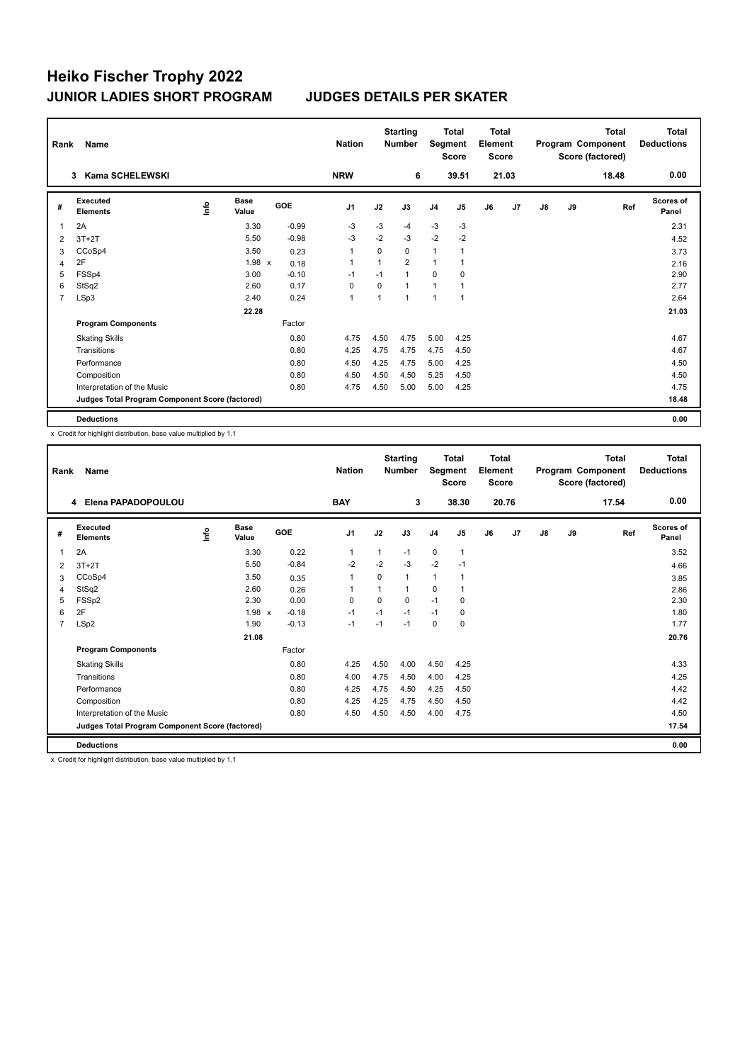# Heiko Fischer Trophy 2022

## JUNIOR LADIES SHORT PROGRAM　　JUDGES DETAILS PER SKATER

| Rank | Name | Nation | Starting Number | Total Segment Score | Total Element Score | Total Program Component Score (factored) | Total Deductions |
|---|---|---|---|---|---|---|---|
| 3 | Kama SCHELEWSKI | NRW | 6 | 39.51 | 21.03 | 18.48 | 0.00 |

| # | Executed Elements | Info | Base Value | GOE | J1 | J2 | J3 | J4 | J5 | J6 | J7 | J8 | J9 | Ref | Scores of Panel |
|---|---|---|---|---|---|---|---|---|---|---|---|---|---|---|---|
| 1 | 2A | | 3.30 | -0.99 | -3 | -3 | -4 | -3 | -3 | | | | | | 2.31 |
| 2 | 3T+2T | | 5.50 | -0.98 | -3 | -2 | -3 | -2 | -2 | | | | | | 4.52 |
| 3 | CCoSp4 | | 3.50 | 0.23 | 1 | 0 | 0 | 1 | 1 | | | | | | 3.73 |
| 4 | 2F | | 1.98 x | 0.18 | 1 | 1 | 2 | 1 | 1 | | | | | | 2.16 |
| 5 | FSSp4 | | 3.00 | -0.10 | -1 | -1 | 1 | 0 | 0 | | | | | | 2.90 |
| 6 | StSq2 | | 2.60 | 0.17 | 0 | 0 | 1 | 1 | 1 | | | | | | 2.77 |
| 7 | LSp3 | | 2.40 | 0.24 | 1 | 1 | 1 | 1 | 1 | | | | | | 2.64 |
| | | | 22.28 | | | | | | | | | | | | 21.03 |
| | **Program Components** | | | Factor | | | | | | | | | | | |
| | Skating Skills | | | 0.80 | 4.75 | 4.50 | 4.75 | 5.00 | 4.25 | | | | | | 4.67 |
| | Transitions | | | 0.80 | 4.25 | 4.75 | 4.75 | 4.75 | 4.50 | | | | | | 4.67 |
| | Performance | | | 0.80 | 4.50 | 4.25 | 4.75 | 5.00 | 4.25 | | | | | | 4.50 |
| | Composition | | | 0.80 | 4.50 | 4.50 | 4.50 | 5.25 | 4.50 | | | | | | 4.50 |
| | Interpretation of the Music | | | 0.80 | 4.75 | 4.50 | 5.00 | 5.00 | 4.25 | | | | | | 4.75 |
| | **Judges Total Program Component Score (factored)** | | | | | | | | | | | | | | 18.48 |
| | **Deductions** | | | | | | | | | | | | | | 0.00 |

x Credit for highlight distribution, base value multiplied by 1.1

| Rank | Name | Nation | Starting Number | Total Segment Score | Total Element Score | Total Program Component Score (factored) | Total Deductions |
|---|---|---|---|---|---|---|---|
| 4 | Elena PAPADOPOULOU | BAY | 3 | 38.30 | 20.76 | 17.54 | 0.00 |

| # | Executed Elements | Info | Base Value | GOE | J1 | J2 | J3 | J4 | J5 | J6 | J7 | J8 | J9 | Ref | Scores of Panel |
|---|---|---|---|---|---|---|---|---|---|---|---|---|---|---|---|
| 1 | 2A | | 3.30 | 0.22 | 1 | 1 | -1 | 0 | 1 | | | | | | 3.52 |
| 2 | 3T+2T | | 5.50 | -0.84 | -2 | -2 | -3 | -2 | -1 | | | | | | 4.66 |
| 3 | CCoSp4 | | 3.50 | 0.35 | 1 | 0 | 1 | 1 | 1 | | | | | | 3.85 |
| 4 | StSq2 | | 2.60 | 0.26 | 1 | 1 | 1 | 0 | 1 | | | | | | 2.86 |
| 5 | FSSp2 | | 2.30 | 0.00 | 0 | 0 | 0 | -1 | 0 | | | | | | 2.30 |
| 6 | 2F | | 1.98 x | -0.18 | -1 | -1 | -1 | -1 | 0 | | | | | | 1.80 |
| 7 | LSp2 | | 1.90 | -0.13 | -1 | -1 | -1 | 0 | 0 | | | | | | 1.77 |
| | | | 21.08 | | | | | | | | | | | | 20.76 |
| | **Program Components** | | | Factor | | | | | | | | | | | |
| | Skating Skills | | | 0.80 | 4.25 | 4.50 | 4.00 | 4.50 | 4.25 | | | | | | 4.33 |
| | Transitions | | | 0.80 | 4.00 | 4.75 | 4.50 | 4.00 | 4.25 | | | | | | 4.25 |
| | Performance | | | 0.80 | 4.25 | 4.75 | 4.50 | 4.25 | 4.50 | | | | | | 4.42 |
| | Composition | | | 0.80 | 4.25 | 4.25 | 4.75 | 4.50 | 4.50 | | | | | | 4.42 |
| | Interpretation of the Music | | | 0.80 | 4.50 | 4.50 | 4.50 | 4.00 | 4.75 | | | | | | 4.50 |
| | **Judges Total Program Component Score (factored)** | | | | | | | | | | | | | | 17.54 |
| | **Deductions** | | | | | | | | | | | | | | 0.00 |

x Credit for highlight distribution, base value multiplied by 1.1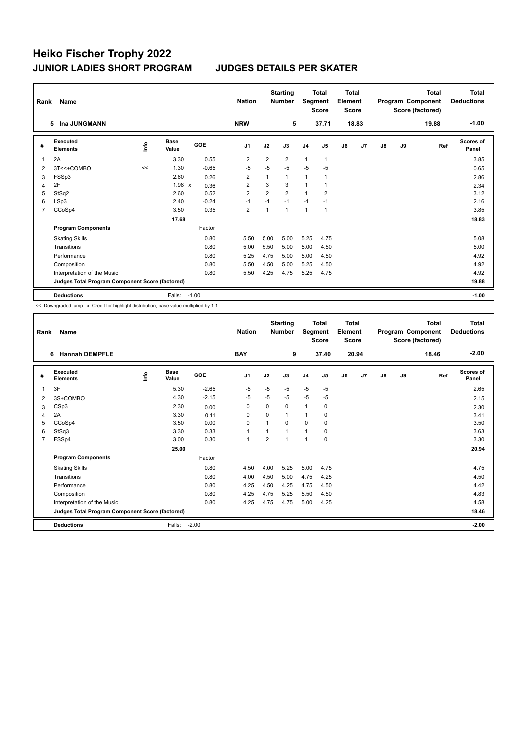# Heiko Fischer Trophy 2022

## JUNIOR LADIES SHORT PROGRAM JUDGES DETAILS PER SKATER

| Rank | Name | Nation | Starting Number | Total Segment Score | Total Element Score | Total Program Component Score (factored) | Total Deductions |
|---|---|---|---|---|---|---|---|
| 5 | Ina JUNGMANN | NRW | 5 | 37.71 | 18.83 | 19.88 | -1.00 |

| # | Executed Elements | Info | Base Value | | GOE | J1 | J2 | J3 | J4 | J5 | J6 | J7 | J8 | J9 | Ref | Scores of Panel |
|---|---|---|---|---|---|---|---|---|---|---|---|---|---|---|---|---|
| 1 | 2A | | 3.30 | | 0.55 | 2 | 2 | 2 | 1 | 1 | | | | | | 3.85 |
| 2 | 3T<<+COMBO | << | 1.30 | | -0.65 | -5 | -5 | -5 | -5 | -5 | | | | | | 0.65 |
| 3 | FSSp3 | | 2.60 | | 0.26 | 2 | 1 | 1 | 1 | 1 | | | | | | 2.86 |
| 4 | 2F | | 1.98 | x | 0.36 | 2 | 3 | 3 | 1 | 1 | | | | | | 2.34 |
| 5 | StSq2 | | 2.60 | | 0.52 | 2 | 2 | 2 | 1 | 2 | | | | | | 3.12 |
| 6 | LSp3 | | 2.40 | | -0.24 | -1 | -1 | -1 | -1 | -1 | | | | | | 2.16 |
| 7 | CCoSp4 | | 3.50 | | 0.35 | 2 | 1 | 1 | 1 | 1 | | | | | | 3.85 |
| | | | 17.68 | | | | | | | | | | | | | 18.83 |
| | **Program Components** | | | | Factor | | | | | | | | | | | |
| | Skating Skills | | | | 0.80 | 5.50 | 5.00 | 5.00 | 5.25 | 4.75 | | | | | | 5.08 |
| | Transitions | | | | 0.80 | 5.00 | 5.50 | 5.00 | 5.00 | 4.50 | | | | | | 5.00 |
| | Performance | | | | 0.80 | 5.25 | 4.75 | 5.00 | 5.00 | 4.50 | | | | | | 4.92 |
| | Composition | | | | 0.80 | 5.50 | 4.50 | 5.00 | 5.25 | 4.50 | | | | | | 4.92 |
| | Interpretation of the Music | | | | 0.80 | 5.50 | 4.25 | 4.75 | 5.25 | 4.75 | | | | | | 4.92 |
| | **Judges Total Program Component Score (factored)** | | | | | | | | | | | | | | | 19.88 |
| | **Deductions** | | Falls: | | -1.00 | | | | | | | | | | | -1.00 |

<< Downgraded jump x Credit for highlight distribution, base value multiplied by 1.1

| Rank | Name | Nation | Starting Number | Total Segment Score | Total Element Score | Total Program Component Score (factored) | Total Deductions |
|---|---|---|---|---|---|---|---|
| 6 | Hannah DEMPFLE | BAY | 9 | 37.40 | 20.94 | 18.46 | -2.00 |

| # | Executed Elements | Info | Base Value | GOE | J1 | J2 | J3 | J4 | J5 | J6 | J7 | J8 | J9 | Ref | Scores of Panel |
|---|---|---|---|---|---|---|---|---|---|---|---|---|---|---|---|
| 1 | 3F | | 5.30 | -2.65 | -5 | -5 | -5 | -5 | -5 | | | | | | 2.65 |
| 2 | 3S+COMBO | | 4.30 | -2.15 | -5 | -5 | -5 | -5 | -5 | | | | | | 2.15 |
| 3 | CSp3 | | 2.30 | 0.00 | 0 | 0 | 0 | 1 | 0 | | | | | | 2.30 |
| 4 | 2A | | 3.30 | 0.11 | 0 | 0 | 1 | 1 | 0 | | | | | | 3.41 |
| 5 | CCoSp4 | | 3.50 | 0.00 | 0 | 1 | 0 | 0 | 0 | | | | | | 3.50 |
| 6 | StSq3 | | 3.30 | 0.33 | 1 | 1 | 1 | 1 | 0 | | | | | | 3.63 |
| 7 | FSSp4 | | 3.00 | 0.30 | 1 | 2 | 1 | 1 | 0 | | | | | | 3.30 |
| | | | 25.00 | | | | | | | | | | | | 20.94 |
| | **Program Components** | | | Factor | | | | | | | | | | | |
| | Skating Skills | | | 0.80 | 4.50 | 4.00 | 5.25 | 5.00 | 4.75 | | | | | | 4.75 |
| | Transitions | | | 0.80 | 4.00 | 4.50 | 5.00 | 4.75 | 4.25 | | | | | | 4.50 |
| | Performance | | | 0.80 | 4.25 | 4.50 | 4.25 | 4.75 | 4.50 | | | | | | 4.42 |
| | Composition | | | 0.80 | 4.25 | 4.75 | 5.25 | 5.50 | 4.50 | | | | | | 4.83 |
| | Interpretation of the Music | | | 0.80 | 4.25 | 4.75 | 4.75 | 5.00 | 4.25 | | | | | | 4.58 |
| | **Judges Total Program Component Score (factored)** | | | | | | | | | | | | | | 18.46 |
| | **Deductions** | | Falls: | -2.00 | | | | | | | | | | | -2.00 |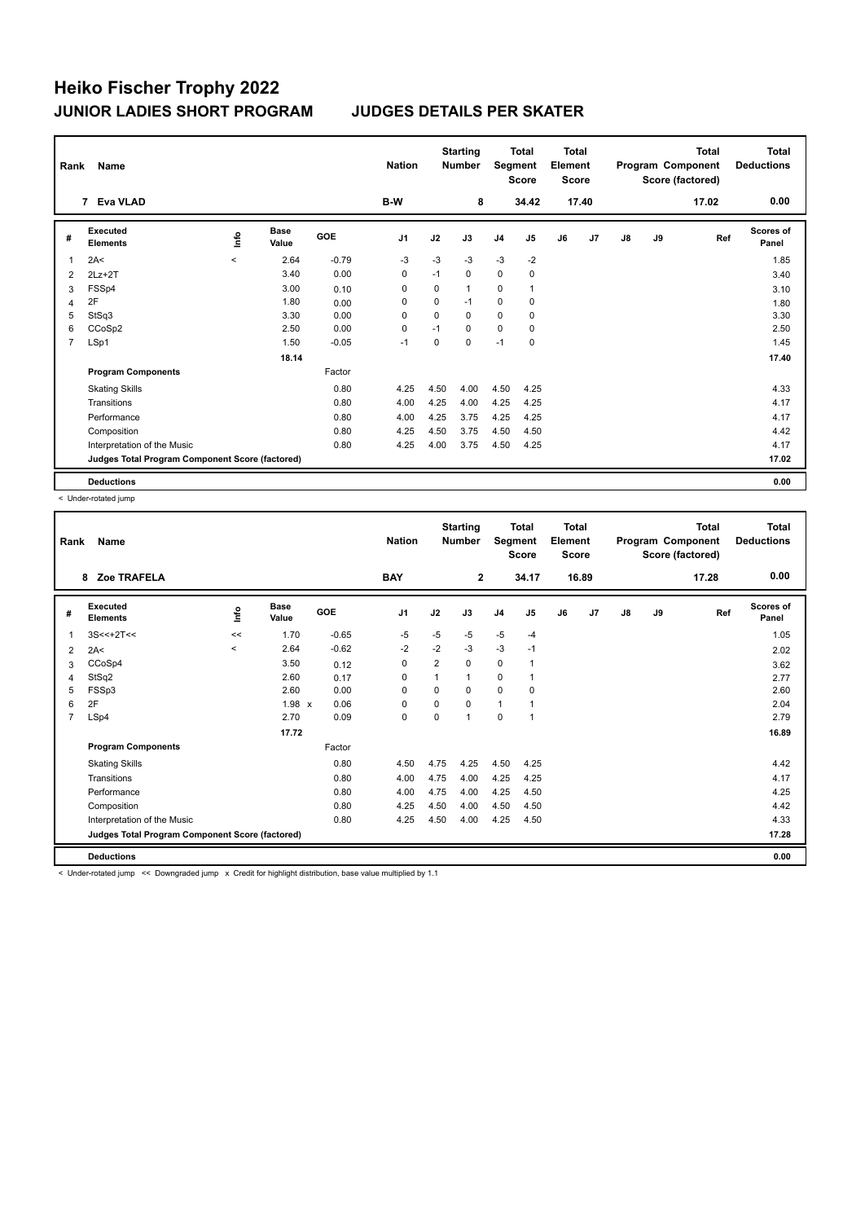# Heiko Fischer Trophy 2022

## JUNIOR LADIES SHORT PROGRAM JUDGES DETAILS PER SKATER

| Rank | Name | Nation | Starting Number | Total Segment Score | Total Element Score | Total Program Component Score (factored) | Total Deductions |
|---|---|---|---|---|---|---|---|
| 7 | Eva VLAD | B-W | 8 | 34.42 | 17.40 | 17.02 | 0.00 |

| # | Executed Elements | Info | Base Value | GOE | J1 | J2 | J3 | J4 | J5 | J6 | J7 | J8 | J9 | Ref | Scores of Panel |
|---|---|---|---|---|---|---|---|---|---|---|---|---|---|---|---|
| 1 | 2A< | < | 2.64 | -0.79 | -3 | -3 | -3 | -3 | -2 | | | | | | 1.85 |
| 2 | 2Lz+2T | | 3.40 | 0.00 | 0 | -1 | 0 | 0 | 0 | | | | | | 3.40 |
| 3 | FSSp4 | | 3.00 | 0.10 | 0 | 0 | 1 | 0 | 1 | | | | | | 3.10 |
| 4 | 2F | | 1.80 | 0.00 | 0 | 0 | -1 | 0 | 0 | | | | | | 1.80 |
| 5 | StSq3 | | 3.30 | 0.00 | 0 | 0 | 0 | 0 | 0 | | | | | | 3.30 |
| 6 | CCoSp2 | | 2.50 | 0.00 | 0 | -1 | 0 | 0 | 0 | | | | | | 2.50 |
| 7 | LSp1 | | 1.50 | -0.05 | -1 | 0 | 0 | -1 | 0 | | | | | | 1.45 |
| | | | 18.14 | | | | | | | | | | | | 17.40 |
| | **Program Components** | | | Factor | | | | | | | | | | | |
| | Skating Skills | | | 0.80 | 4.25 | 4.50 | 4.00 | 4.50 | 4.25 | | | | | | 4.33 |
| | Transitions | | | 0.80 | 4.00 | 4.25 | 4.00 | 4.25 | 4.25 | | | | | | 4.17 |
| | Performance | | | 0.80 | 4.00 | 4.25 | 3.75 | 4.25 | 4.25 | | | | | | 4.17 |
| | Composition | | | 0.80 | 4.25 | 4.50 | 3.75 | 4.50 | 4.50 | | | | | | 4.42 |
| | Interpretation of the Music | | | 0.80 | 4.25 | 4.00 | 3.75 | 4.50 | 4.25 | | | | | | 4.17 |
| | **Judges Total Program Component Score (factored)** | | | | | | | | | | | | | | 17.02 |
| | **Deductions** | | | | | | | | | | | | | | 0.00 |

< Under-rotated jump

| Rank | Name | Nation | Starting Number | Total Segment Score | Total Element Score | Total Program Component Score (factored) | Total Deductions |
|---|---|---|---|---|---|---|---|
| 8 | Zoe TRAFELA | BAY | 2 | 34.17 | 16.89 | 17.28 | 0.00 |

| # | Executed Elements | Info | Base Value | GOE | J1 | J2 | J3 | J4 | J5 | J6 | J7 | J8 | J9 | Ref | Scores of Panel |
|---|---|---|---|---|---|---|---|---|---|---|---|---|---|---|---|
| 1 | 3S<<+2T<< | << | 1.70 | -0.65 | -5 | -5 | -5 | -5 | -4 | | | | | | 1.05 |
| 2 | 2A< | < | 2.64 | -0.62 | -2 | -2 | -3 | -3 | -1 | | | | | | 2.02 |
| 3 | CCoSp4 | | 3.50 | 0.12 | 0 | 2 | 0 | 0 | 1 | | | | | | 3.62 |
| 4 | StSq2 | | 2.60 | 0.17 | 0 | 1 | 1 | 0 | 1 | | | | | | 2.77 |
| 5 | FSSp3 | | 2.60 | 0.00 | 0 | 0 | 0 | 0 | 0 | | | | | | 2.60 |
| 6 | 2F | | 1.98 x | 0.06 | 0 | 0 | 0 | 1 | 1 | | | | | | 2.04 |
| 7 | LSp4 | | 2.70 | 0.09 | 0 | 0 | 1 | 0 | 1 | | | | | | 2.79 |
| | | | 17.72 | | | | | | | | | | | | 16.89 |
| | **Program Components** | | | Factor | | | | | | | | | | | |
| | Skating Skills | | | 0.80 | 4.50 | 4.75 | 4.25 | 4.50 | 4.25 | | | | | | 4.42 |
| | Transitions | | | 0.80 | 4.00 | 4.75 | 4.00 | 4.25 | 4.25 | | | | | | 4.17 |
| | Performance | | | 0.80 | 4.00 | 4.75 | 4.00 | 4.25 | 4.50 | | | | | | 4.25 |
| | Composition | | | 0.80 | 4.25 | 4.50 | 4.00 | 4.50 | 4.50 | | | | | | 4.42 |
| | Interpretation of the Music | | | 0.80 | 4.25 | 4.50 | 4.00 | 4.25 | 4.50 | | | | | | 4.33 |
| | **Judges Total Program Component Score (factored)** | | | | | | | | | | | | | | 17.28 |
| | **Deductions** | | | | | | | | | | | | | | 0.00 |

< Under-rotated jump << Downgraded jump x Credit for highlight distribution, base value multiplied by 1.1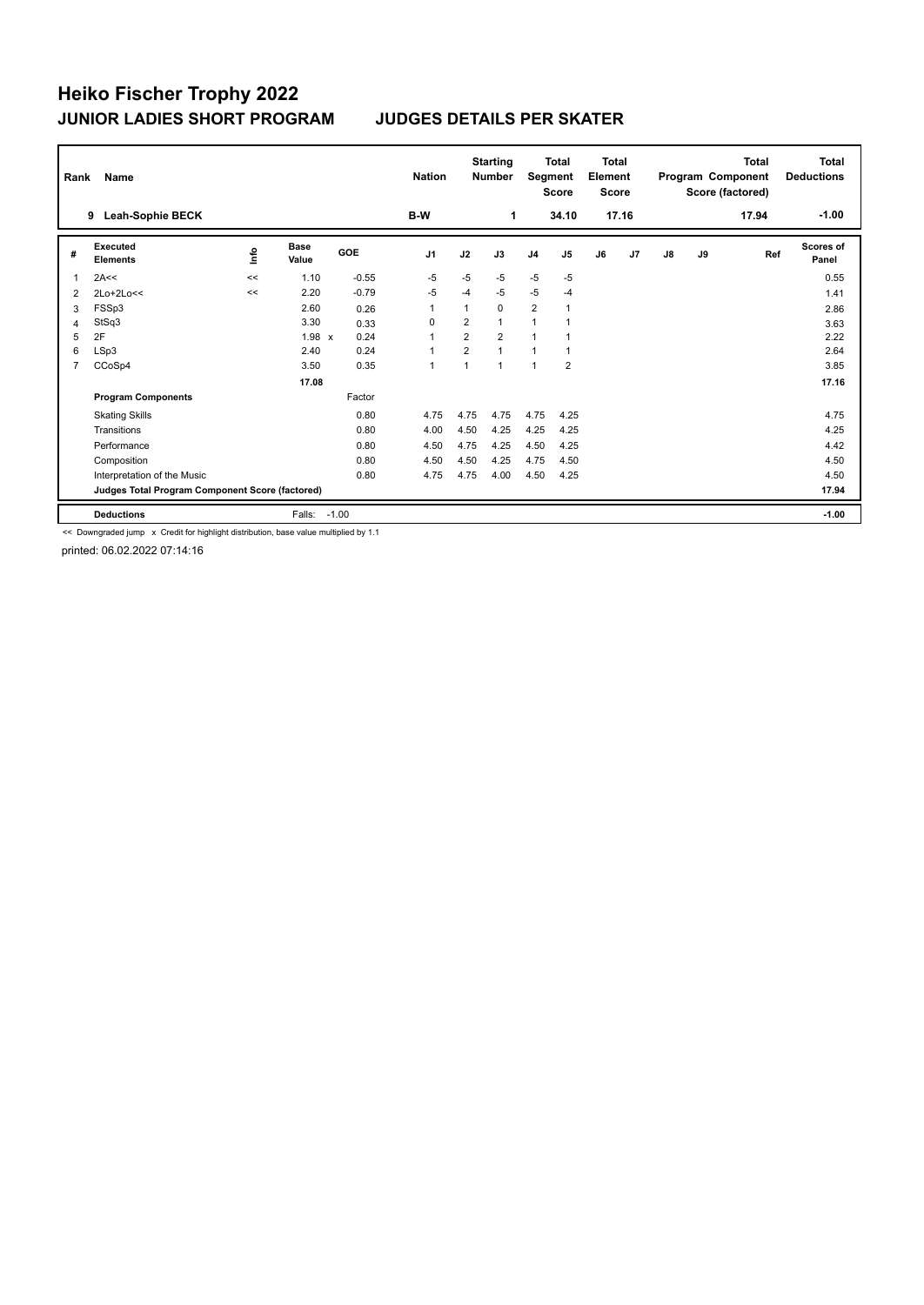# Heiko Fischer Trophy 2022

## JUNIOR LADIES SHORT PROGRAM JUDGES DETAILS PER SKATER

| Rank | Name | Nation | Starting Number | Total Segment Score | Total Element Score | Total Program Component Score (factored) | Total Deductions |
|---|---|---|---|---|---|---|---|
| 9 | Leah-Sophie BECK | B-W | 1 | 34.10 | 17.16 | 17.94 | -1.00 |

| # | Executed Elements | Info | Base Value | | GOE | J1 | J2 | J3 | J4 | J5 | J6 | J7 | J8 | J9 | Ref | Scores of Panel |
|---|---|---|---|---|---|---|---|---|---|---|---|---|---|---|---|---|
| 1 | 2A<< | << | 1.10 | | -0.55 | -5 | -5 | -5 | -5 | -5 | | | | | | 0.55 |
| 2 | 2Lo+2Lo<< | << | 2.20 | | -0.79 | -5 | -4 | -5 | -5 | -4 | | | | | | 1.41 |
| 3 | FSSp3 | | 2.60 | | 0.26 | 1 | 1 | 0 | 2 | 1 | | | | | | 2.86 |
| 4 | StSq3 | | 3.30 | | 0.33 | 0 | 2 | 1 | 1 | 1 | | | | | | 3.63 |
| 5 | 2F | | 1.98 | x | 0.24 | 1 | 2 | 2 | 1 | 1 | | | | | | 2.22 |
| 6 | LSp3 | | 2.40 | | 0.24 | 1 | 2 | 1 | 1 | 1 | | | | | | 2.64 |
| 7 | CCoSp4 | | 3.50 | | 0.35 | 1 | 1 | 1 | 1 | 2 | | | | | | 3.85 |
| | | | 17.08 | | | | | | | | | | | | | 17.16 |
| | **Program Components** | | | | Factor | | | | | | | | | | | |
| | Skating Skills | | | | 0.80 | 4.75 | 4.75 | 4.75 | 4.75 | 4.25 | | | | | | 4.75 |
| | Transitions | | | | 0.80 | 4.00 | 4.50 | 4.25 | 4.25 | 4.25 | | | | | | 4.25 |
| | Performance | | | | 0.80 | 4.50 | 4.75 | 4.25 | 4.50 | 4.25 | | | | | | 4.42 |
| | Composition | | | | 0.80 | 4.50 | 4.50 | 4.25 | 4.75 | 4.50 | | | | | | 4.50 |
| | Interpretation of the Music | | | | 0.80 | 4.75 | 4.75 | 4.00 | 4.50 | 4.25 | | | | | | 4.50 |
| | **Judges Total Program Component Score (factored)** | | | | | | | | | | | | | | | 17.94 |
| | **Deductions** | | Falls: | | -1.00 | | | | | | | | | | | -1.00 |

<< Downgraded jump x Credit for highlight distribution, base value multiplied by 1.1

printed: 06.02.2022 07:14:16